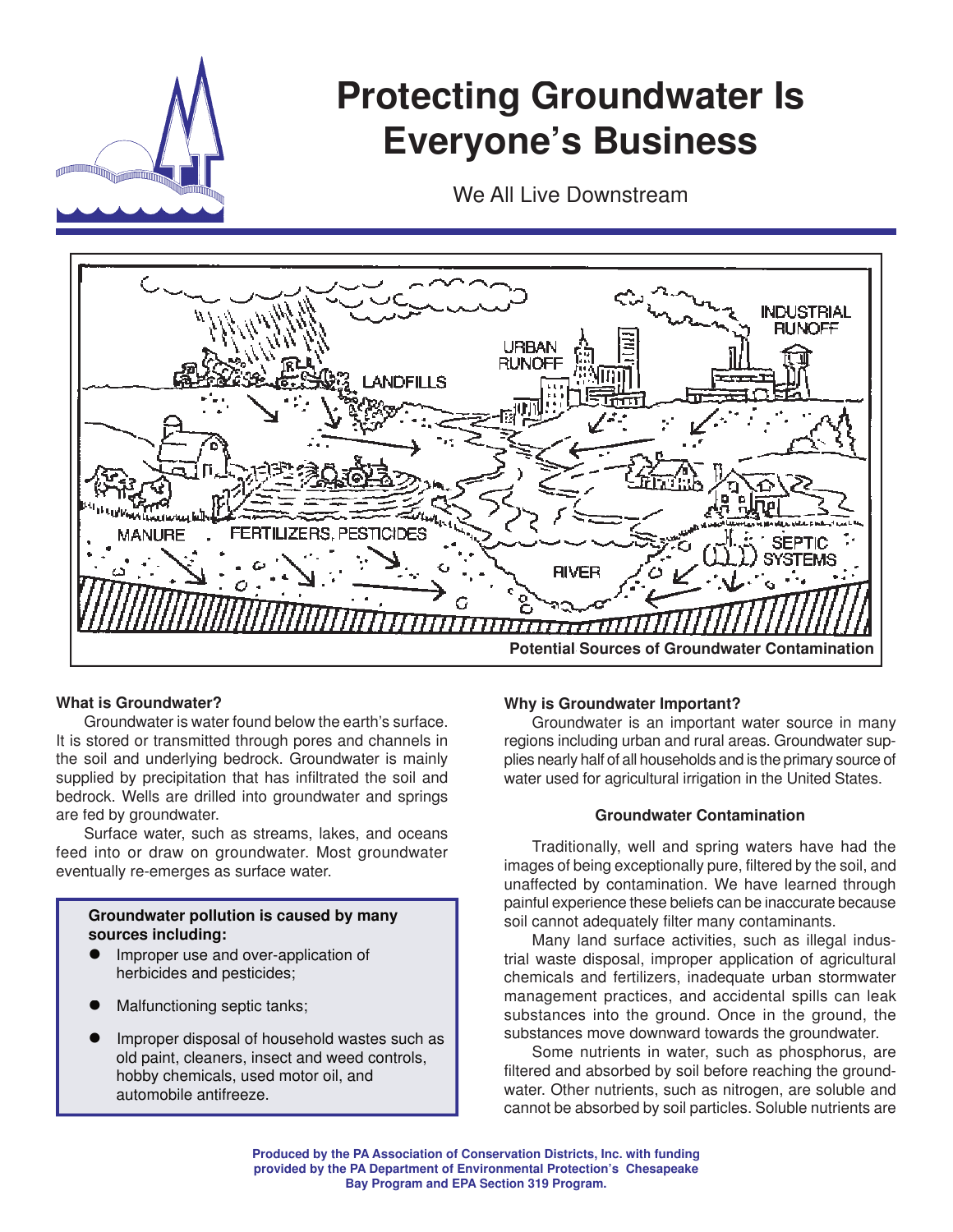# Protecting Groundwater Is Everyone's Business

We All Live Downstream

Potential Sources of Groundwater Contamination

### What is Groundwater?

Groundwater is water found below the earth's surface. It is stored or transmitted through pores and channels in the soil and underlying bedrock. Groundwater is mainly supplied by precipitation that has infiltrated the soil and bedrock. Wells are drilled into groundwater and springs are fed by groundwater.

Surface water, such as streams, lakes, and oceans feed into or draw on groundwater. Most groundwater eventually re-emerges as surface water.

**Groundwater pollution is caused by many sources including:**

- Improper use and over-application of herbicides and pesticides;
- Malfunctioning septic tanks;
- Improper disposal of household wastes such as old paint, cleaners, insect and weed controls, hobby chemicals, used motor oil, and automobile antifreeze.

### Why is Groundwater Important?

Groundwater is an important water source in many regions including urban and rural areas. Groundwater supplies nearly half of all households and is the primary source of water used for agricultural irrigation in the United States.

### Groundwater Contamination

Traditionally, well and spring waters have had the images of being exceptionally pure, filtered by the soil, and unaffected by contamination. We have learned through painful experience these beliefs can be inaccurate because soil cannot adequately filter many contaminants.

Many land surface activities, such as illegal industrial waste disposal, improper application of agricultural chemicals and fertilizers, inadequate urban stormwater management practices, and accidental spills can leak substances into the ground. Once in the ground, the substances move downward towards the groundwater.

Some nutrients in water, such as phosphorus, are filtered and absorbed by soil before reaching the groundwater. Other nutrients, such as nitrogen, are soluble and cannot be absorbed by soil particles. Soluble nutrients are

**Produced by the PA Association of Conservation Districts, Inc. with funding provided by the PA Department of Environmental Protection's Chesapeake Bay Program and EPA Section 319 Program.**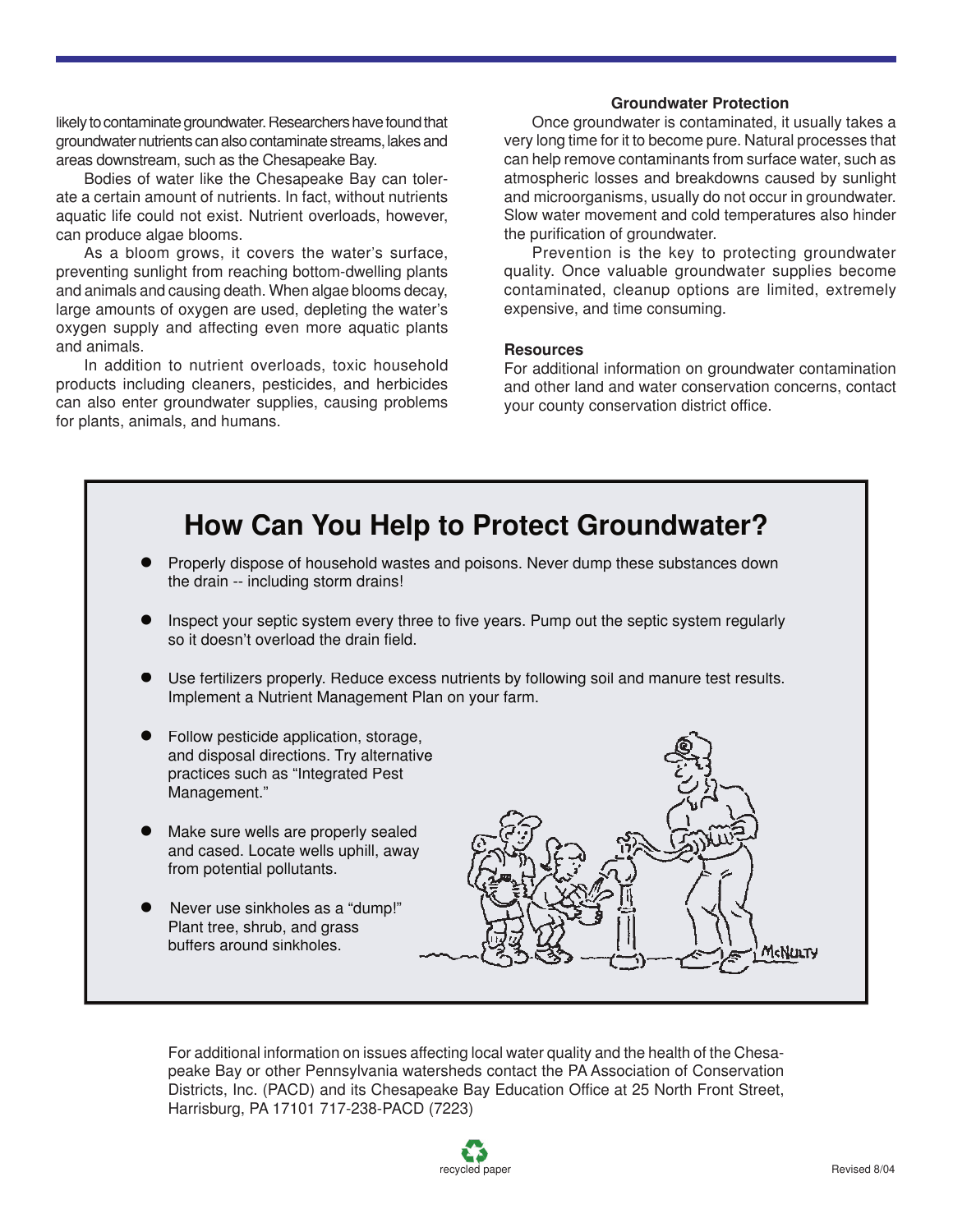likely to contaminate groundwater. Researchers have found that groundwater nutrients can also contaminate streams, lakes and areas downstream, such as the Chesapeake Bay.

Bodies of water like the Chesapeake Bay can tolerate a certain amount of nutrients. In fact, without nutrients aquatic life could not exist. Nutrient overloads, however, can produce algae blooms.

As a bloom grows, it covers the water's surface, preventing sunlight from reaching bottom-dwelling plants and animals and causing death. When algae blooms decay, large amounts of oxygen are used, depleting the water's oxygen supply and affecting even more aquatic plants and animals.

In addition to nutrient overloads, toxic household products including cleaners, pesticides, and herbicides can also enter groundwater supplies, causing problems for plants, animals, and humans.

**Groundwater Protection**

Once groundwater is contaminated, it usually takes a very long time for it to become pure. Natural processes that can help remove contaminants from surface water, such as atmospheric losses and breakdowns caused by sunlight and microorganisms, usually do not occur in groundwater. Slow water movement and cold temperatures also hinder the purification of groundwater.

Prevention is the key to protecting groundwater quality. Once valuable groundwater supplies become contaminated, cleanup options are limited, extremely expensive, and time consuming.

**Resources**

For additional information on groundwater contamination and other land and water conservation concerns, contact your county conservation district office.

## How Can You Help to Protect Groundwater?

- Properly dispose of household wastes and poisons. Never dump these substances down the drain -- including storm drains!
- Inspect your septic system every three to five years. Pump out the septic system regularly so it doesn't overload the drain field.
- Use fertilizers properly. Reduce excess nutrients by following soil and manure test results. Implement a Nutrient Management Plan on your farm.
- Follow pesticide application, storage, and disposal directions. Try alternative practices such as "Integrated Pest Management."
- Make sure wells are properly sealed and cased. Locate wells uphill, away from potential pollutants.
- Never use sinkholes as a "dump!" Plant tree, shrub, and grass buffers around sinkholes.

For additional information on issues affecting local water quality and the health of the Chesapeake Bay or other Pennsylvania watersheds contact the PA Association of Conservation Districts, Inc. (PACD) and its Chesapeake Bay Education Office at 25 North Front Street, Harrisburg, PA 17101 717-238-PACD (7223)

recycled paper

Revised 8/04